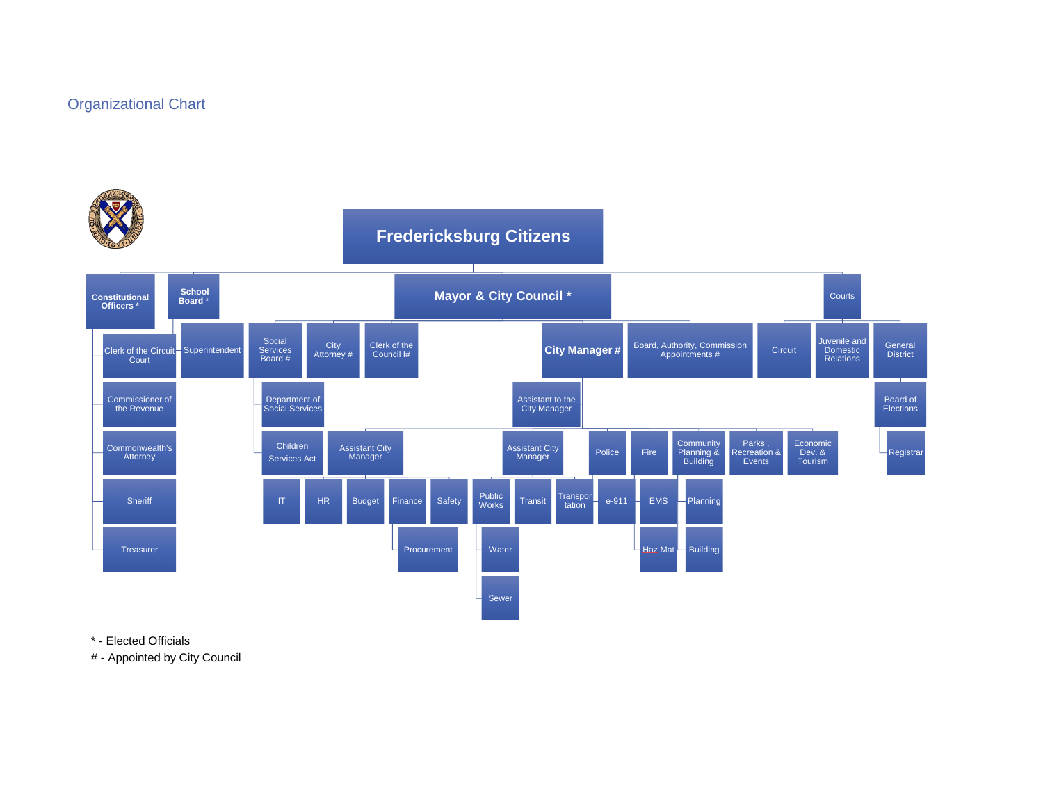# Organizational Chart

- **Fredericksburg Citizens**
  - **Constitutional Officers ***
    - Clerk of the Circuit Court
    - Commissioner of the Revenue
    - Commonwealth's Attorney
    - Sheriff
    - Treasurer
  - **School Board ***
    - Superintendent
  - **Mayor & City Council ***
    - Social Services Board #
      - Department of Social Services
      - Children Services Act
    - City Attorney #
    - Clerk of the Council I#
    - **City Manager #**
      - Assistant to the City Manager
      - Assistant City Manager
        - IT
        - HR
        - Budget
        - Finance
          - Procurement
        - Safety
      - Assistant City Manager
        - Public Works
          - Water
          - Sewer
        - Transit
        - Transportation
      - Police
        - e-911
      - Fire
        - EMS
        - Haz Mat
      - Community Planning & Building
        - Planning
        - Building
      - Parks , Recreation & Events
      - Economic Dev. & Tourism
    - Board, Authority, Commission Appointments #
  - Courts
    - Circuit
    - Juvenile and Domestic Relations
    - General District
      - Board of Elections
        - Registrar

\* - Elected Officials

\# - Appointed by City Council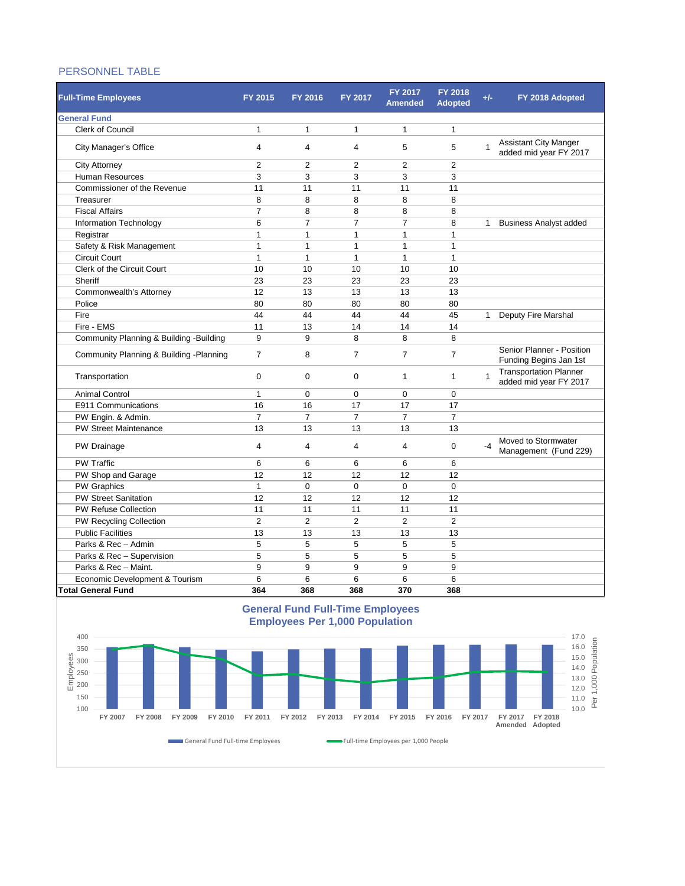## PERSONNEL TABLE

| Full-Time Employees | FY 2015 | FY 2016 | FY 2017 | FY 2017 Amended | FY 2018 Adopted | +/- | FY 2018 Adopted |
|---|---|---|---|---|---|---|---|
| **General Fund** | | | | | | | |
| Clerk of Council | 1 | 1 | 1 | 1 | 1 | | |
| City Manager's Office | 4 | 4 | 4 | 5 | 5 | 1 | Assistant City Manger added mid year FY 2017 |
| City Attorney | 2 | 2 | 2 | 2 | 2 | | |
| Human Resources | 3 | 3 | 3 | 3 | 3 | | |
| Commissioner of the Revenue | 11 | 11 | 11 | 11 | 11 | | |
| Treasurer | 8 | 8 | 8 | 8 | 8 | | |
| Fiscal Affairs | 7 | 8 | 8 | 8 | 8 | | |
| Information Technology | 6 | 7 | 7 | 7 | 8 | 1 | Business Analyst added |
| Registrar | 1 | 1 | 1 | 1 | 1 | | |
| Safety & Risk Management | 1 | 1 | 1 | 1 | 1 | | |
| Circuit Court | 1 | 1 | 1 | 1 | 1 | | |
| Clerk of the Circuit Court | 10 | 10 | 10 | 10 | 10 | | |
| Sheriff | 23 | 23 | 23 | 23 | 23 | | |
| Commonwealth's Attorney | 12 | 13 | 13 | 13 | 13 | | |
| Police | 80 | 80 | 80 | 80 | 80 | | |
| Fire | 44 | 44 | 44 | 44 | 45 | 1 | Deputy Fire Marshal |
| Fire - EMS | 11 | 13 | 14 | 14 | 14 | | |
| Community Planning & Building -Building | 9 | 9 | 8 | 8 | 8 | | |
| Community Planning & Building -Planning | 7 | 8 | 7 | 7 | 7 | | Senior Planner - Position Funding Begins Jan 1st |
| Transportation | 0 | 0 | 0 | 1 | 1 | 1 | Transportation Planner added mid year FY 2017 |
| Animal Control | 1 | 0 | 0 | 0 | 0 | | |
| E911 Communications | 16 | 16 | 17 | 17 | 17 | | |
| PW Engin. & Admin. | 7 | 7 | 7 | 7 | 7 | | |
| PW Street Maintenance | 13 | 13 | 13 | 13 | 13 | | |
| PW Drainage | 4 | 4 | 4 | 4 | 0 | -4 | Moved to Stormwater Management (Fund 229) |
| PW Traffic | 6 | 6 | 6 | 6 | 6 | | |
| PW Shop and Garage | 12 | 12 | 12 | 12 | 12 | | |
| PW Graphics | 1 | 0 | 0 | 0 | 0 | | |
| PW Street Sanitation | 12 | 12 | 12 | 12 | 12 | | |
| PW Refuse Collection | 11 | 11 | 11 | 11 | 11 | | |
| PW Recycling Collection | 2 | 2 | 2 | 2 | 2 | | |
| Public Facilities | 13 | 13 | 13 | 13 | 13 | | |
| Parks & Rec – Admin | 5 | 5 | 5 | 5 | 5 | | |
| Parks & Rec – Supervision | 5 | 5 | 5 | 5 | 5 | | |
| Parks & Rec – Maint. | 9 | 9 | 9 | 9 | 9 | | |
| Economic Development & Tourism | 6 | 6 | 6 | 6 | 6 | | |
| **Total General Fund** | **364** | **368** | **368** | **370** | **368** | | |

**General Fund Full-Time Employees**
**Employees Per 1,000 Population**

Legend: General Fund Full-time Employees; Full-time Employees per 1,000 People

Employees axis: 100–400; Per 1,000 Population axis: 10.0–17.0

FY 2007, FY 2008, FY 2009, FY 2010, FY 2011, FY 2012, FY 2013, FY 2014, FY 2015, FY 2016, FY 2017, FY 2017 Amended, FY 2018 Adopted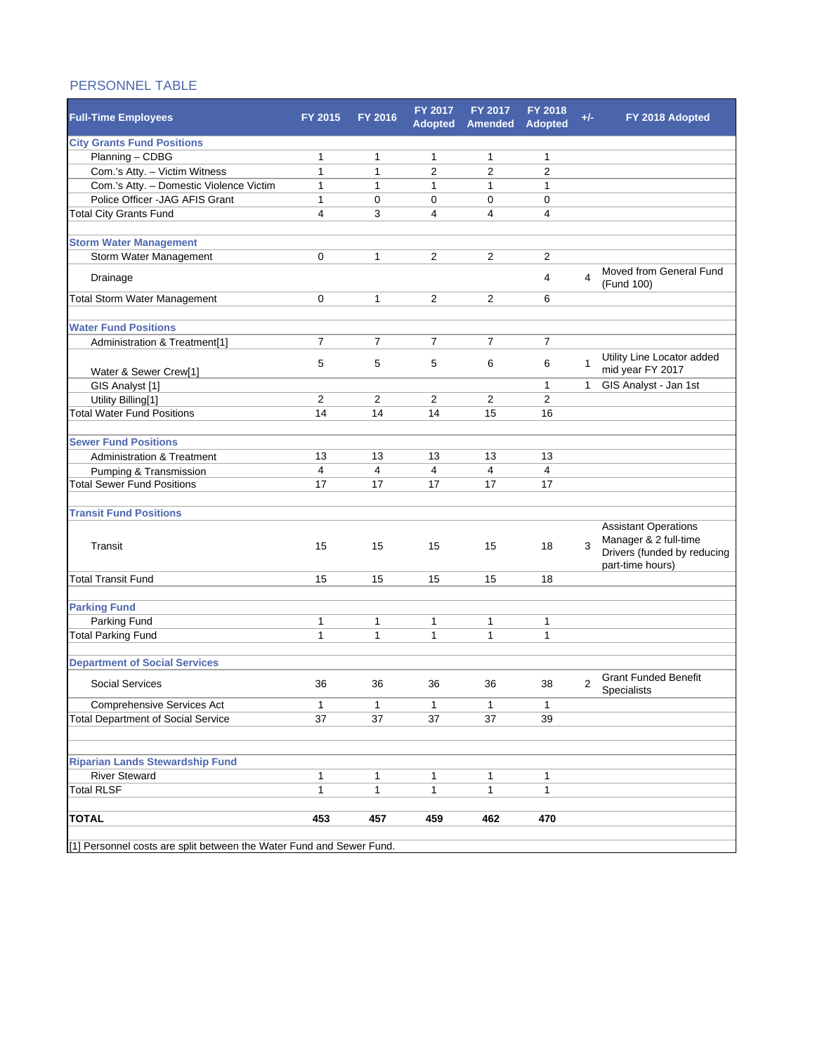## PERSONNEL TABLE

| Full-Time Employees | FY 2015 | FY 2016 | FY 2017 Adopted | FY 2017 Amended | FY 2018 Adopted | +/- | FY 2018 Adopted |
|---|---|---|---|---|---|---|---|
| **City Grants Fund Positions** | | | | | | | |
| Planning – CDBG | 1 | 1 | 1 | 1 | 1 | | |
| Com.'s Atty. – Victim Witness | 1 | 1 | 2 | 2 | 2 | | |
| Com.'s Atty. – Domestic Violence Victim | 1 | 1 | 1 | 1 | 1 | | |
| Police Officer -JAG AFIS Grant | 1 | 0 | 0 | 0 | 0 | | |
| Total City Grants Fund | 4 | 3 | 4 | 4 | 4 | | |
| | | | | | | | |
| **Storm Water Management** | | | | | | | |
| Storm Water Management | 0 | 1 | 2 | 2 | 2 | | |
| Drainage | | | | | 4 | 4 | Moved from General Fund (Fund 100) |
| Total Storm Water Management | 0 | 1 | 2 | 2 | 6 | | |
| | | | | | | | |
| **Water Fund Positions** | | | | | | | |
| Administration & Treatment[1] | 7 | 7 | 7 | 7 | 7 | | |
| Water & Sewer Crew[1] | 5 | 5 | 5 | 6 | 6 | 1 | Utility Line Locator added mid year FY 2017 |
| GIS Analyst [1] | | | | | 1 | 1 | GIS Analyst - Jan 1st |
| Utility Billing[1] | 2 | 2 | 2 | 2 | 2 | | |
| Total Water Fund Positions | 14 | 14 | 14 | 15 | 16 | | |
| | | | | | | | |
| **Sewer Fund Positions** | | | | | | | |
| Administration & Treatment | 13 | 13 | 13 | 13 | 13 | | |
| Pumping & Transmission | 4 | 4 | 4 | 4 | 4 | | |
| Total Sewer Fund Positions | 17 | 17 | 17 | 17 | 17 | | |
| | | | | | | | |
| **Transit Fund Positions** | | | | | | | |
| Transit | 15 | 15 | 15 | 15 | 18 | 3 | Assistant Operations Manager & 2 full-time Drivers (funded by reducing part-time hours) |
| Total Transit Fund | 15 | 15 | 15 | 15 | 18 | | |
| | | | | | | | |
| **Parking Fund** | | | | | | | |
| Parking Fund | 1 | 1 | 1 | 1 | 1 | | |
| Total Parking Fund | 1 | 1 | 1 | 1 | 1 | | |
| | | | | | | | |
| **Department of Social Services** | | | | | | | |
| Social Services | 36 | 36 | 36 | 36 | 38 | 2 | Grant Funded Benefit Specialists |
| Comprehensive Services Act | 1 | 1 | 1 | 1 | 1 | | |
| Total Department of Social Service | 37 | 37 | 37 | 37 | 39 | | |
| | | | | | | | |
| **Riparian Lands Stewardship Fund** | | | | | | | |
| River Steward | 1 | 1 | 1 | 1 | 1 | | |
| Total RLSF | 1 | 1 | 1 | 1 | 1 | | |
| | | | | | | | |
| **TOTAL** | **453** | **457** | **459** | **462** | **470** | | |

[1] Personnel costs are split between the Water Fund and Sewer Fund.